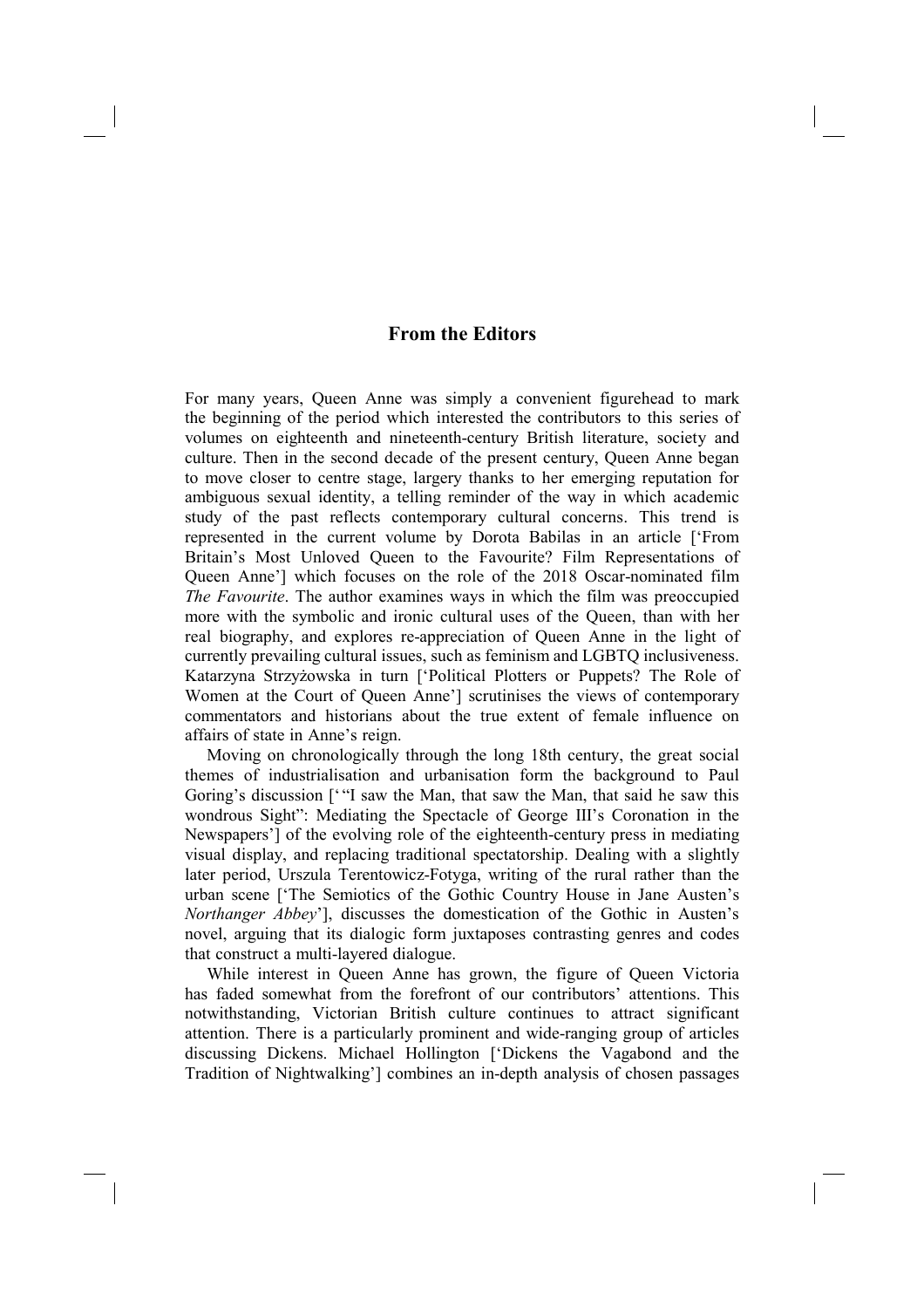## From the Editors

For many years, Queen Anne was simply a convenient figurehead to mark the beginning of the period which interested the contributors to this series of volumes on eighteenth and nineteenth-century British literature, society and culture. Then in the second decade of the present century, Queen Anne began to move closer to centre stage, largery thanks to her emerging reputation for ambiguous sexual identity, a telling reminder of the way in which academic study of the past reflects contemporary cultural concerns. This trend is represented in the current volume by Dorota Babilas in an article ['From Britain's Most Unloved Queen to the Favourite? Film Representations of Queen Anne'] which focuses on the role of the 2018 Oscar-nominated film *The Favourite*. The author examines ways in which the film was preoccupied more with the symbolic and ironic cultural uses of the Queen, than with her real biography, and explores re-appreciation of Queen Anne in the light of currently prevailing cultural issues, such as feminism and LGBTQ inclusiveness. Katarzyna Strzyżowska in turn ['Political Plotters or Puppets? The Role of Women at the Court of Queen Anne'] scrutinises the views of contemporary commentators and historians about the true extent of female influence on affairs of state in Anne's reign.

Moving on chronologically through the long 18th century, the great social themes of industrialisation and urbanisation form the background to Paul Goring's discussion ['"I saw the Man, that saw the Man, that said he saw this wondrous Sight": Mediating the Spectacle of George III's Coronation in the Newspapers'] of the evolving role of the eighteenth-century press in mediating visual display, and replacing traditional spectatorship. Dealing with a slightly later period, Urszula Terentowicz-Fotyga, writing of the rural rather than the urban scene ['The Semiotics of the Gothic Country House in Jane Austen's *Northanger Abbey*'], discusses the domestication of the Gothic in Austen's novel, arguing that its dialogic form juxtaposes contrasting genres and codes that construct a multi-layered dialogue.

While interest in Queen Anne has grown, the figure of Queen Victoria has faded somewhat from the forefront of our contributors' attentions. This notwithstanding, Victorian British culture continues to attract significant attention. There is a particularly prominent and wide-ranging group of articles discussing Dickens. Michael Hollington ['Dickens the Vagabond and the Tradition of Nightwalking'] combines an in-depth analysis of chosen passages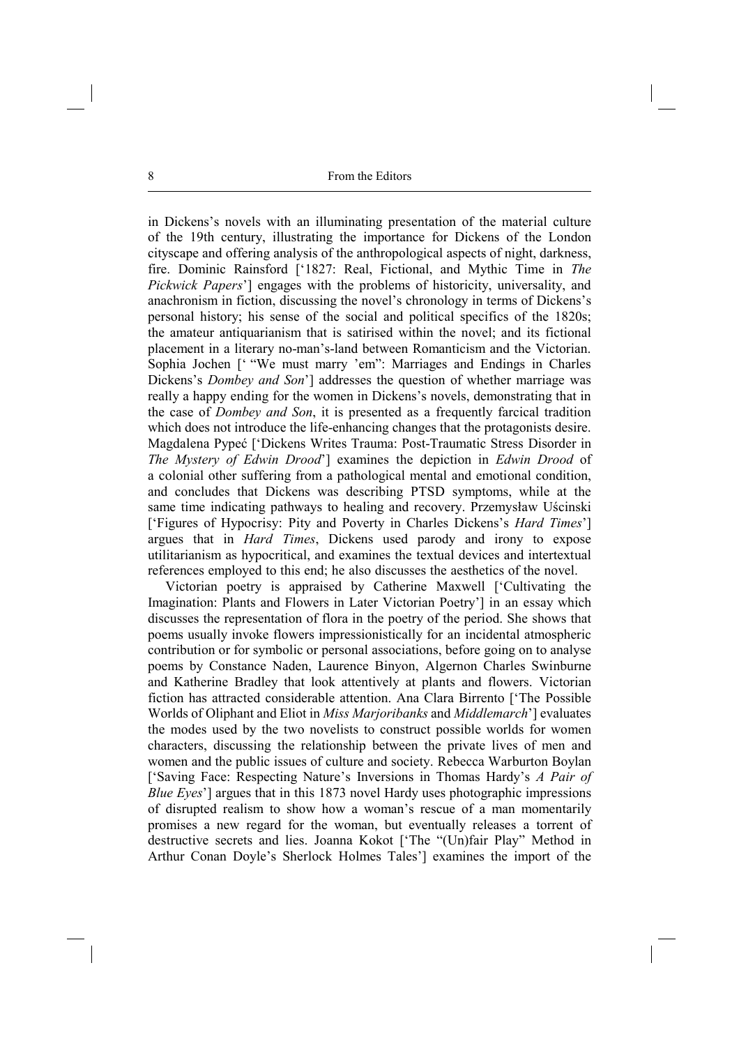in Dickens's novels with an illuminating presentation of the material culture of the 19th century, illustrating the importance for Dickens of the London cityscape and offering analysis of the anthropological aspects of night, darkness, fire. Dominic Rainsford ['1827: Real, Fictional, and Mythic Time in *The Pickwick Papers*'] engages with the problems of historicity, universality, and anachronism in fiction, discussing the novel's chronology in terms of Dickens's personal history; his sense of the social and political specifics of the 1820s; the amateur antiquarianism that is satirised within the novel; and its fictional placement in a literary no-man's-land between Romanticism and the Victorian. Sophia Jochen [' "We must marry 'em": Marriages and Endings in Charles Dickens's *Dombey and Son*'] addresses the question of whether marriage was really a happy ending for the women in Dickens's novels, demonstrating that in the case of *Dombey and Son*, it is presented as a frequently farcical tradition which does not introduce the life-enhancing changes that the protagonists desire. Magdalena Pypeć ['Dickens Writes Trauma: Post-Traumatic Stress Disorder in *The Mystery of Edwin Drood*'] examines the depiction in *Edwin Drood* of a colonial other suffering from a pathological mental and emotional condition, and concludes that Dickens was describing PTSD symptoms, while at the same time indicating pathways to healing and recovery. Przemysław Uścinski ['Figures of Hypocrisy: Pity and Poverty in Charles Dickens's *Hard Times*'] argues that in *Hard Times*, Dickens used parody and irony to expose utilitarianism as hypocritical, and examines the textual devices and intertextual references employed to this end; he also discusses the aesthetics of the novel.

Victorian poetry is appraised by Catherine Maxwell ['Cultivating the Imagination: Plants and Flowers in Later Victorian Poetry'] in an essay which discusses the representation of flora in the poetry of the period. She shows that poems usually invoke flowers impressionistically for an incidental atmospheric contribution or for symbolic or personal associations, before going on to analyse poems by Constance Naden, Laurence Binyon, Algernon Charles Swinburne and Katherine Bradley that look attentively at plants and flowers. Victorian fiction has attracted considerable attention. Ana Clara Birrento ['The Possible Worlds of Oliphant and Eliot in *Miss Marjoribanks* and *Middlemarch*'] evaluates the modes used by the two novelists to construct possible worlds for women characters, discussing the relationship between the private lives of men and women and the public issues of culture and society. Rebecca Warburton Boylan ['Saving Face: Respecting Nature's Inversions in Thomas Hardy's *A Pair of Blue Eyes*'] argues that in this 1873 novel Hardy uses photographic impressions of disrupted realism to show how a woman's rescue of a man momentarily promises a new regard for the woman, but eventually releases a torrent of destructive secrets and lies. Joanna Kokot ['The "(Un)fair Play" Method in Arthur Conan Doyle's Sherlock Holmes Tales'] examines the import of the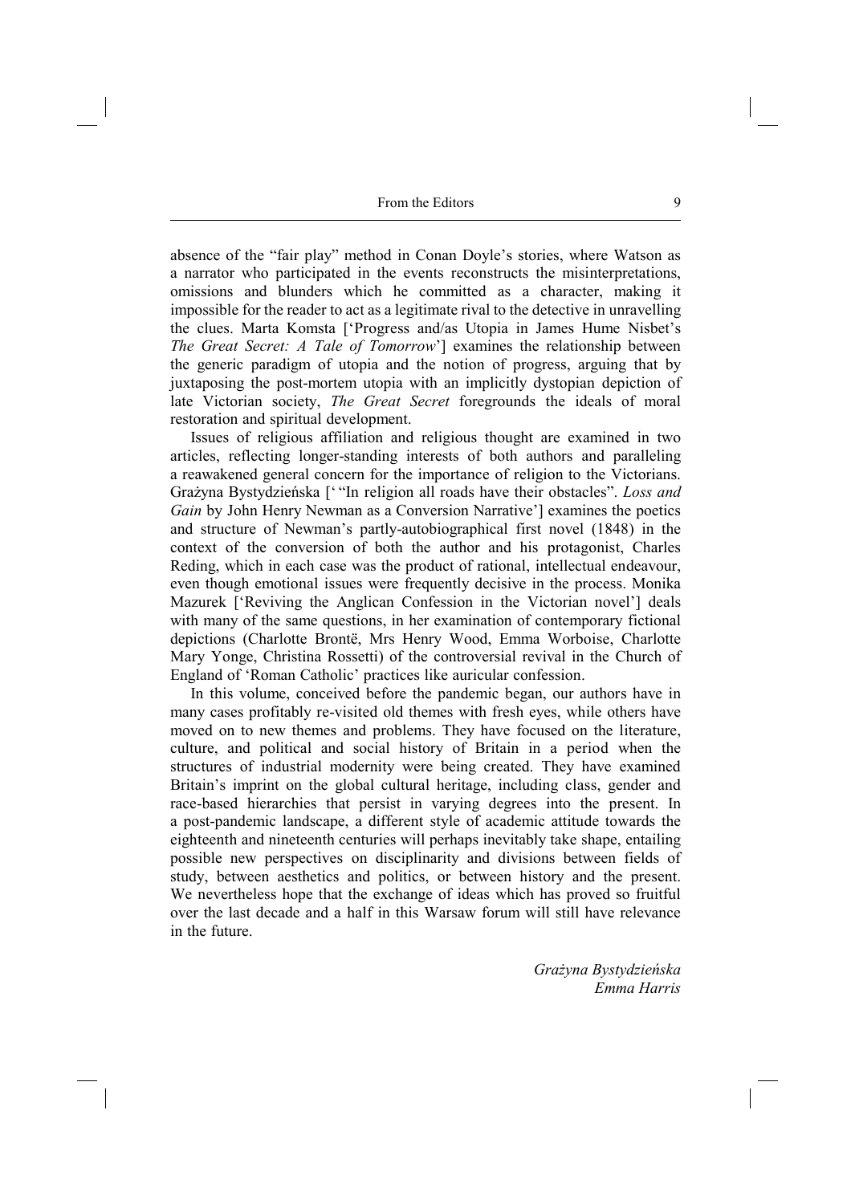absence of the "fair play" method in Conan Doyle's stories, where Watson as a narrator who participated in the events reconstructs the misinterpretations, omissions and blunders which he committed as a character, making it impossible for the reader to act as a legitimate rival to the detective in unravelling the clues. Marta Komsta ['Progress and/as Utopia in James Hume Nisbet's *The Great Secret: A Tale of Tomorrow*'] examines the relationship between the generic paradigm of utopia and the notion of progress, arguing that by juxtaposing the post-mortem utopia with an implicitly dystopian depiction of late Victorian society, *The Great Secret* foregrounds the ideals of moral restoration and spiritual development.

Issues of religious affiliation and religious thought are examined in two articles, reflecting longer-standing interests of both authors and paralleling a reawakened general concern for the importance of religion to the Victorians. Grażyna Bystydzieńska ['"In religion all roads have their obstacles". *Loss and Gain* by John Henry Newman as a Conversion Narrative'] examines the poetics and structure of Newman's partly-autobiographical first novel (1848) in the context of the conversion of both the author and his protagonist, Charles Reding, which in each case was the product of rational, intellectual endeavour, even though emotional issues were frequently decisive in the process. Monika Mazurek ['Reviving the Anglican Confession in the Victorian novel'] deals with many of the same questions, in her examination of contemporary fictional depictions (Charlotte Brontë, Mrs Henry Wood, Emma Worboise, Charlotte Mary Yonge, Christina Rossetti) of the controversial revival in the Church of England of 'Roman Catholic' practices like auricular confession.

In this volume, conceived before the pandemic began, our authors have in many cases profitably re-visited old themes with fresh eyes, while others have moved on to new themes and problems. They have focused on the literature, culture, and political and social history of Britain in a period when the structures of industrial modernity were being created. They have examined Britain's imprint on the global cultural heritage, including class, gender and race-based hierarchies that persist in varying degrees into the present. In a post-pandemic landscape, a different style of academic attitude towards the eighteenth and nineteenth centuries will perhaps inevitably take shape, entailing possible new perspectives on disciplinarity and divisions between fields of study, between aesthetics and politics, or between history and the present. We nevertheless hope that the exchange of ideas which has proved so fruitful over the last decade and a half in this Warsaw forum will still have relevance in the future.

*Grażyna Bystydzieńska*
*Emma Harris*